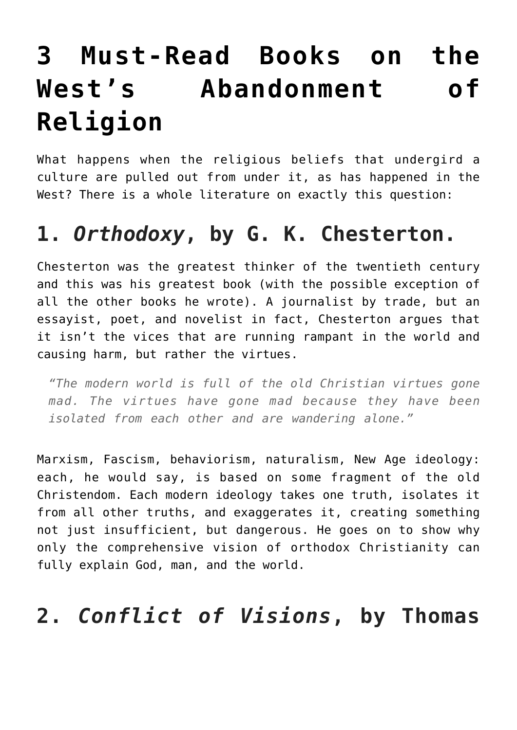# 3 Must-Read Books on the West's Abandonment of Religion

What happens when the religious beliefs that undergird a culture are pulled out from under it, as has happened in the West? There is a whole literature on exactly this question:

## 1. *Orthodoxy*, by G. K. Chesterton.

Chesterton was the greatest thinker of the twentieth century and this was his greatest book (with the possible exception of all the other books he wrote). A journalist by trade, but an essayist, poet, and novelist in fact, Chesterton argues that it isn't the vices that are running rampant in the world and causing harm, but rather the virtues.

> *"The modern world is full of the old Christian virtues gone mad. The virtues have gone mad because they have been isolated from each other and are wandering alone."*

Marxism, Fascism, behaviorism, naturalism, New Age ideology: each, he would say, is based on some fragment of the old Christendom. Each modern ideology takes one truth, isolates it from all other truths, and exaggerates it, creating something not just insufficient, but dangerous. He goes on to show why only the comprehensive vision of orthodox Christianity can fully explain God, man, and the world.

## 2. *Conflict of Visions*, by Thomas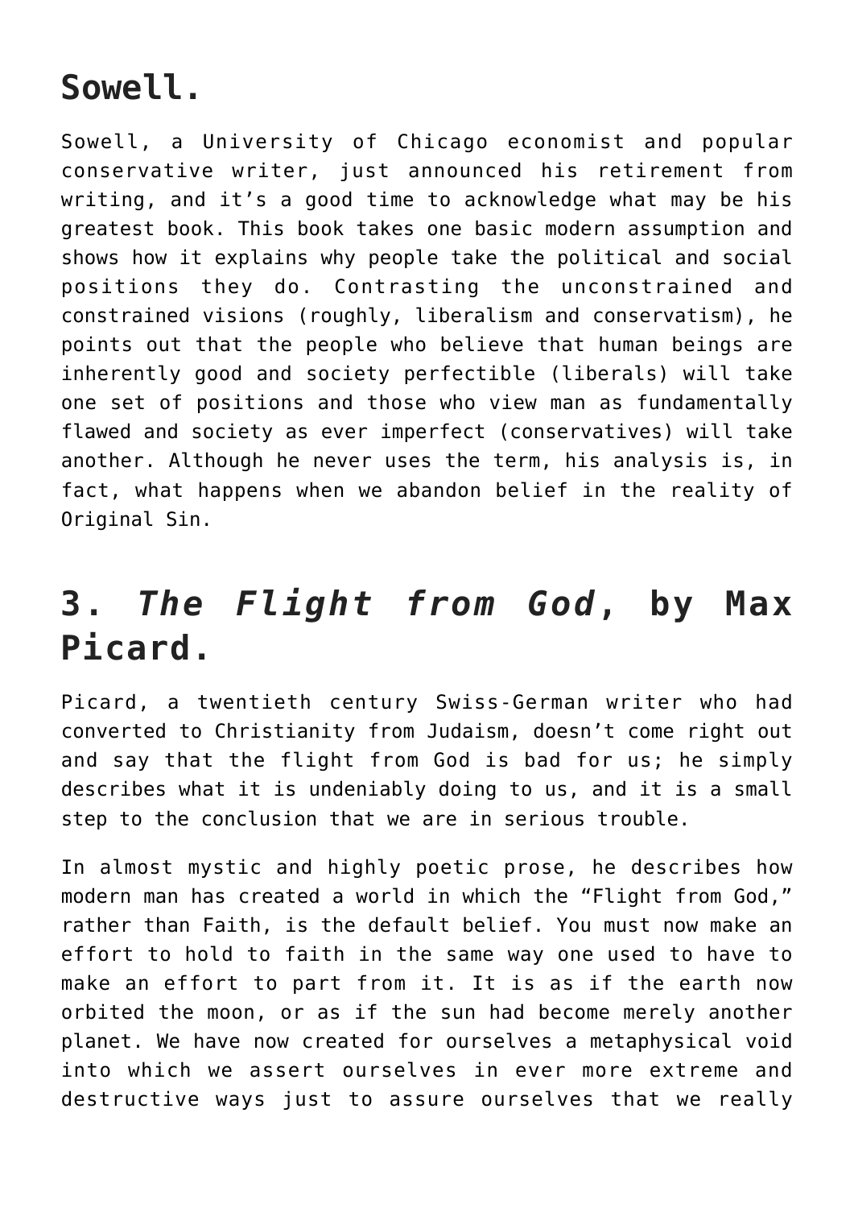## Sowell.

Sowell, a University of Chicago economist and popular conservative writer, just announced his retirement from writing, and it's a good time to acknowledge what may be his greatest book. This book takes one basic modern assumption and shows how it explains why people take the political and social positions they do. Contrasting the unconstrained and constrained visions (roughly, liberalism and conservatism), he points out that the people who believe that human beings are inherently good and society perfectible (liberals) will take one set of positions and those who view man as fundamentally flawed and society as ever imperfect (conservatives) will take another. Although he never uses the term, his analysis is, in fact, what happens when we abandon belief in the reality of Original Sin.

## 3. *The Flight from God*, by Max Picard.

Picard, a twentieth century Swiss-German writer who had converted to Christianity from Judaism, doesn't come right out and say that the flight from God is bad for us; he simply describes what it is undeniably doing to us, and it is a small step to the conclusion that we are in serious trouble.

In almost mystic and highly poetic prose, he describes how modern man has created a world in which the "Flight from God," rather than Faith, is the default belief. You must now make an effort to hold to faith in the same way one used to have to make an effort to part from it. It is as if the earth now orbited the moon, or as if the sun had become merely another planet. We have now created for ourselves a metaphysical void into which we assert ourselves in ever more extreme and destructive ways just to assure ourselves that we really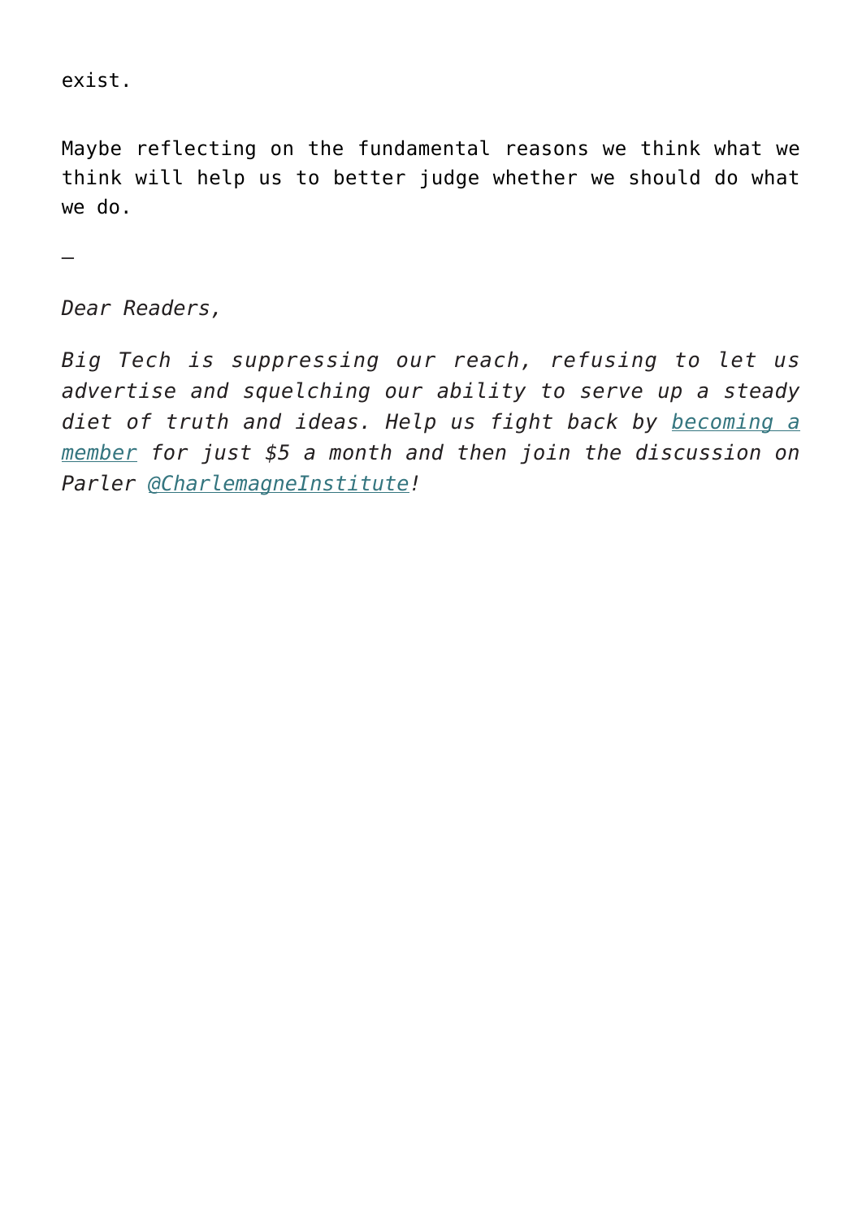exist.

Maybe reflecting on the fundamental reasons we think what we think will help us to better judge whether we should do what we do.

—

*Dear Readers,*

*Big Tech is suppressing our reach, refusing to let us advertise and squelching our ability to serve up a steady diet of truth and ideas. Help us fight back by [becoming a member]() for just $5 a month and then join the discussion on Parler [@CharlemagneInstitute]()!*